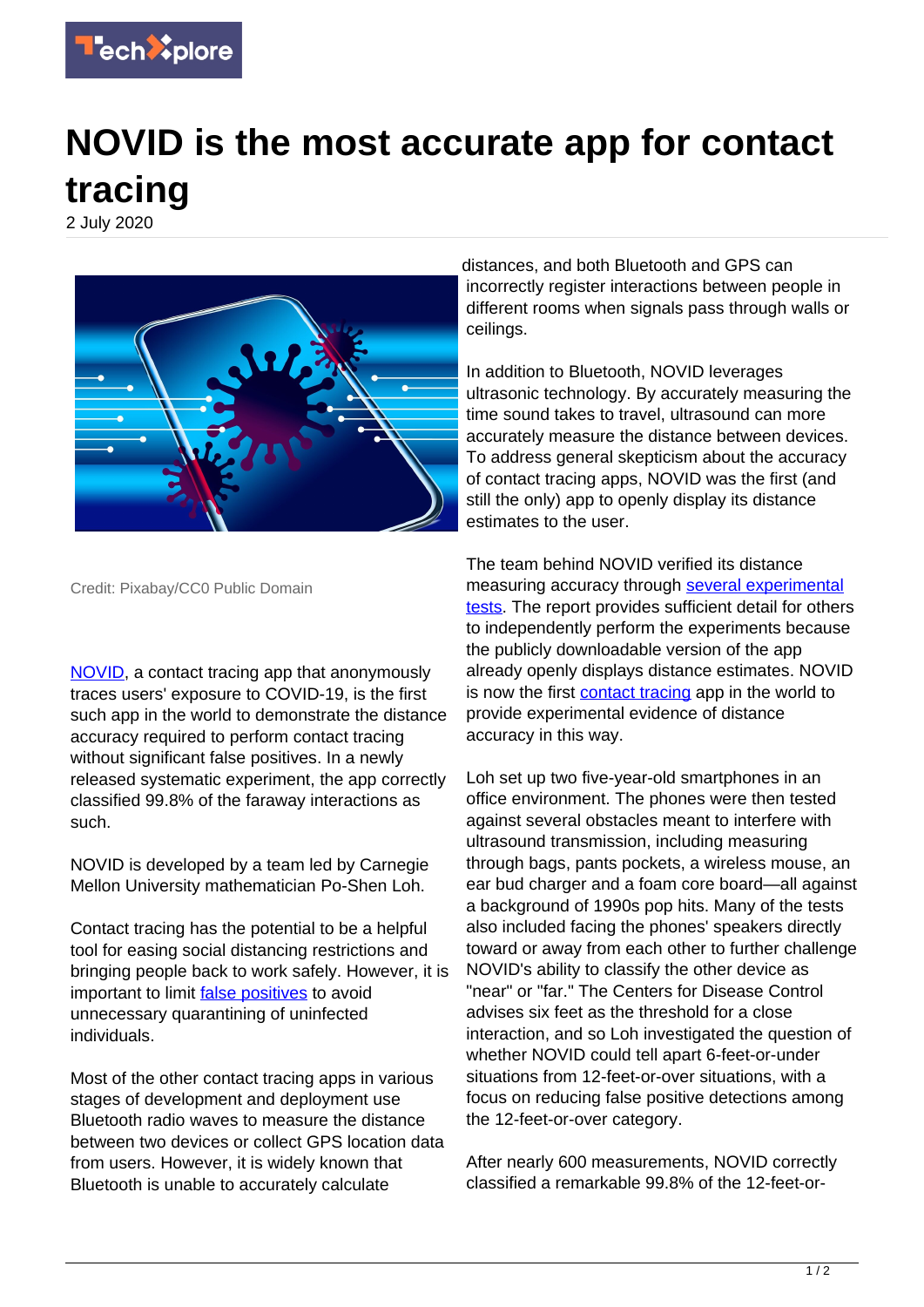# NOVID is the most accurate app for contact tracing

2 July 2020

Credit: Pixabay/CC0 Public Domain

NOVID, a contact tracing app that anonymously traces users' exposure to COVID-19, is the first such app in the world to demonstrate the distance accuracy required to perform contact tracing without significant false positives. In a newly released systematic experiment, the app correctly classified 99.8% of the faraway interactions as such.

NOVID is developed by a team led by Carnegie Mellon University mathematician Po-Shen Loh.

Contact tracing has the potential to be a helpful tool for easing social distancing restrictions and bringing people back to work safely. However, it is important to limit false positives to avoid unnecessary quarantining of uninfected individuals.

Most of the other contact tracing apps in various stages of development and deployment use Bluetooth radio waves to measure the distance between two devices or collect GPS location data from users. However, it is widely known that Bluetooth is unable to accurately calculate distances, and both Bluetooth and GPS can incorrectly register interactions between people in different rooms when signals pass through walls or ceilings.

In addition to Bluetooth, NOVID leverages ultrasonic technology. By accurately measuring the time sound takes to travel, ultrasound can more accurately measure the distance between devices. To address general skepticism about the accuracy of contact tracing apps, NOVID was the first (and still the only) app to openly display its distance estimates to the user.

The team behind NOVID verified its distance measuring accuracy through several experimental tests. The report provides sufficient detail for others to independently perform the experiments because the publicly downloadable version of the app already openly displays distance estimates. NOVID is now the first contact tracing app in the world to provide experimental evidence of distance accuracy in this way.

Loh set up two five-year-old smartphones in an office environment. The phones were then tested against several obstacles meant to interfere with ultrasound transmission, including measuring through bags, pants pockets, a wireless mouse, an ear bud charger and a foam core board—all against a background of 1990s pop hits. Many of the tests also included facing the phones' speakers directly toward or away from each other to further challenge NOVID's ability to classify the other device as "near" or "far." The Centers for Disease Control advises six feet as the threshold for a close interaction, and so Loh investigated the question of whether NOVID could tell apart 6-feet-or-under situations from 12-feet-or-over situations, with a focus on reducing false positive detections among the 12-feet-or-over category.

After nearly 600 measurements, NOVID correctly classified a remarkable 99.8% of the 12-feet-or-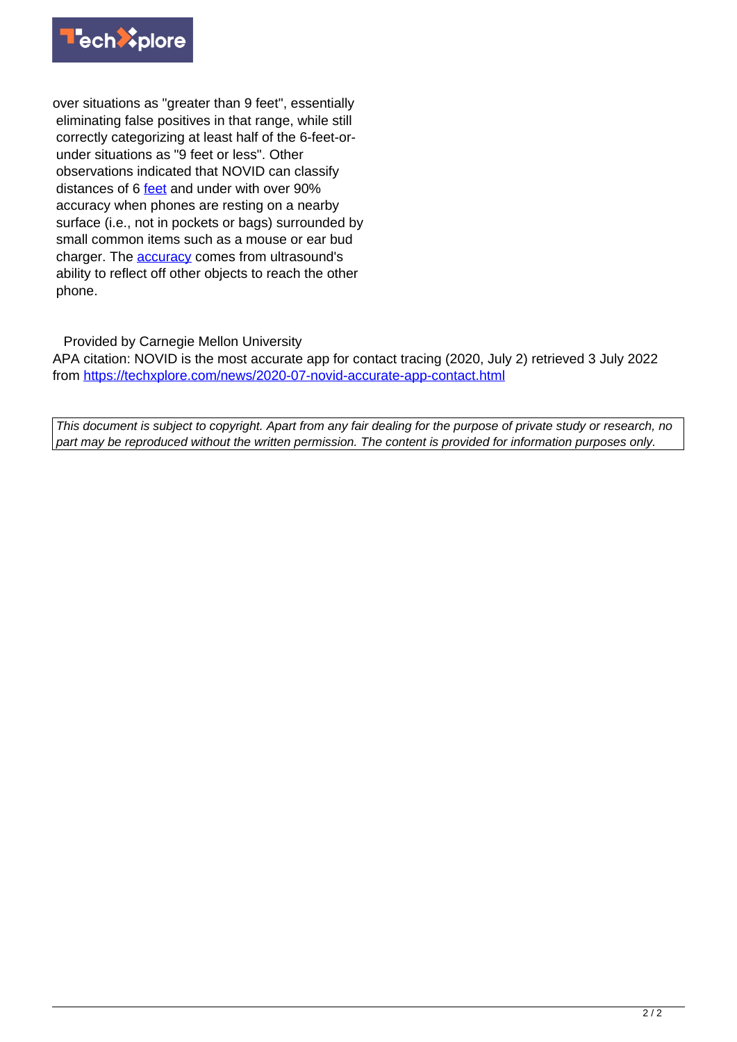over situations as "greater than 9 feet", essentially eliminating false positives in that range, while still correctly categorizing at least half of the 6-feet-or-under situations as "9 feet or less". Other observations indicated that NOVID can classify distances of 6 feet and under with over 90% accuracy when phones are resting on a nearby surface (i.e., not in pockets or bags) surrounded by small common items such as a mouse or ear bud charger. The accuracy comes from ultrasound's ability to reflect off other objects to reach the other phone.

Provided by Carnegie Mellon University

APA citation: NOVID is the most accurate app for contact tracing (2020, July 2) retrieved 3 July 2022 from https://techxplore.com/news/2020-07-novid-accurate-app-contact.html

*This document is subject to copyright. Apart from any fair dealing for the purpose of private study or research, no part may be reproduced without the written permission. The content is provided for information purposes only.*